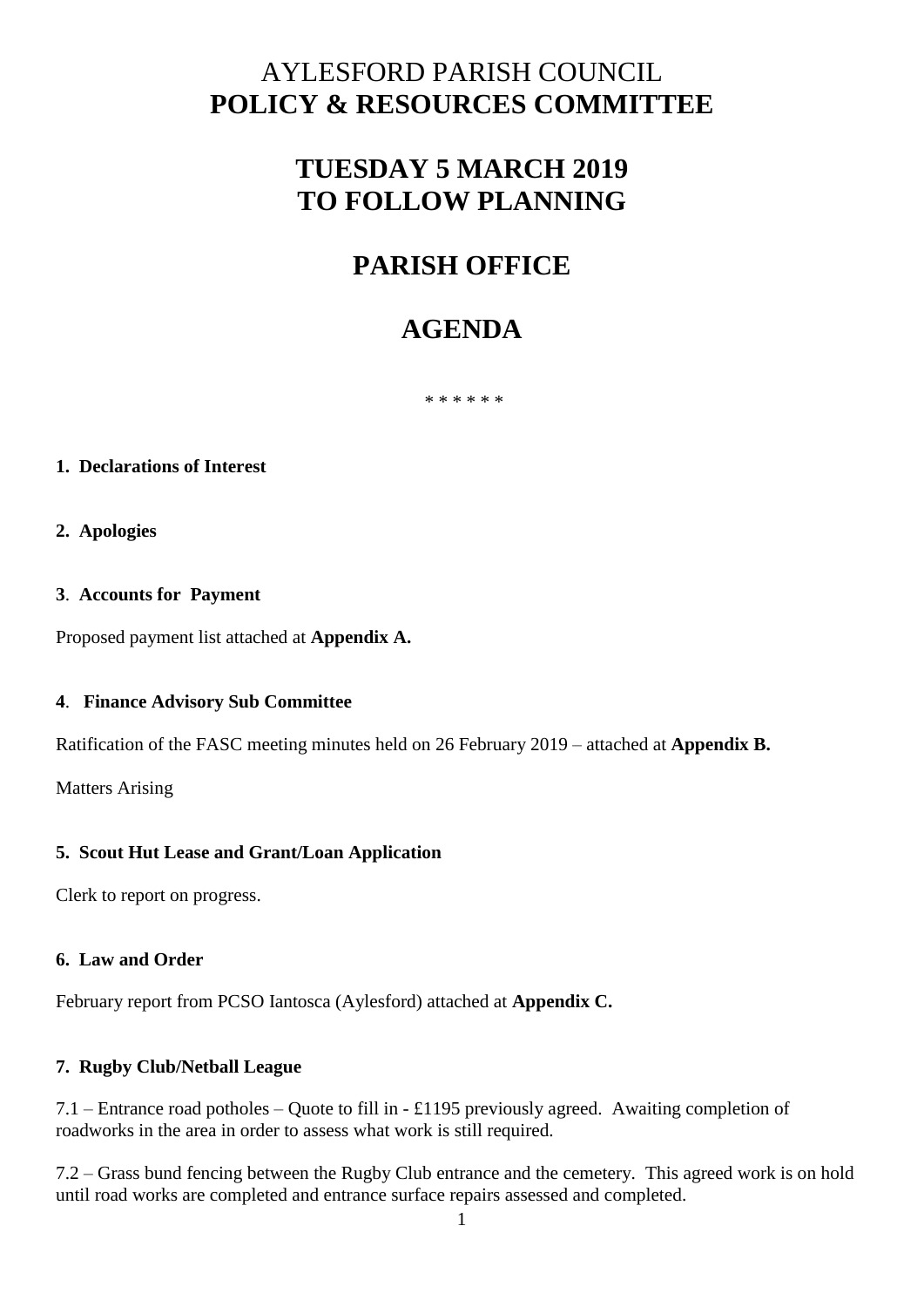# AYLESFORD PARISH COUNCIL
# POLICY & RESOURCES COMMITTEE

## TUESDAY 5 MARCH 2019
## TO FOLLOW PLANNING

## PARISH OFFICE

## AGENDA

* * * * * *

**1. Declarations of Interest**

**2. Apologies**

**3. Accounts for Payment**

Proposed payment list attached at **Appendix A.**

**4. Finance Advisory Sub Committee**

Ratification of the FASC meeting minutes held on 26 February 2019 – attached at **Appendix B.**

Matters Arising

**5. Scout Hut Lease and Grant/Loan Application**

Clerk to report on progress.

**6. Law and Order**

February report from PCSO Iantosca (Aylesford) attached at **Appendix C.**

**7. Rugby Club/Netball League**

7.1 – Entrance road potholes – Quote to fill in - £1195 previously agreed. Awaiting completion of roadworks in the area in order to assess what work is still required.

7.2 – Grass bund fencing between the Rugby Club entrance and the cemetery. This agreed work is on hold until road works are completed and entrance surface repairs assessed and completed.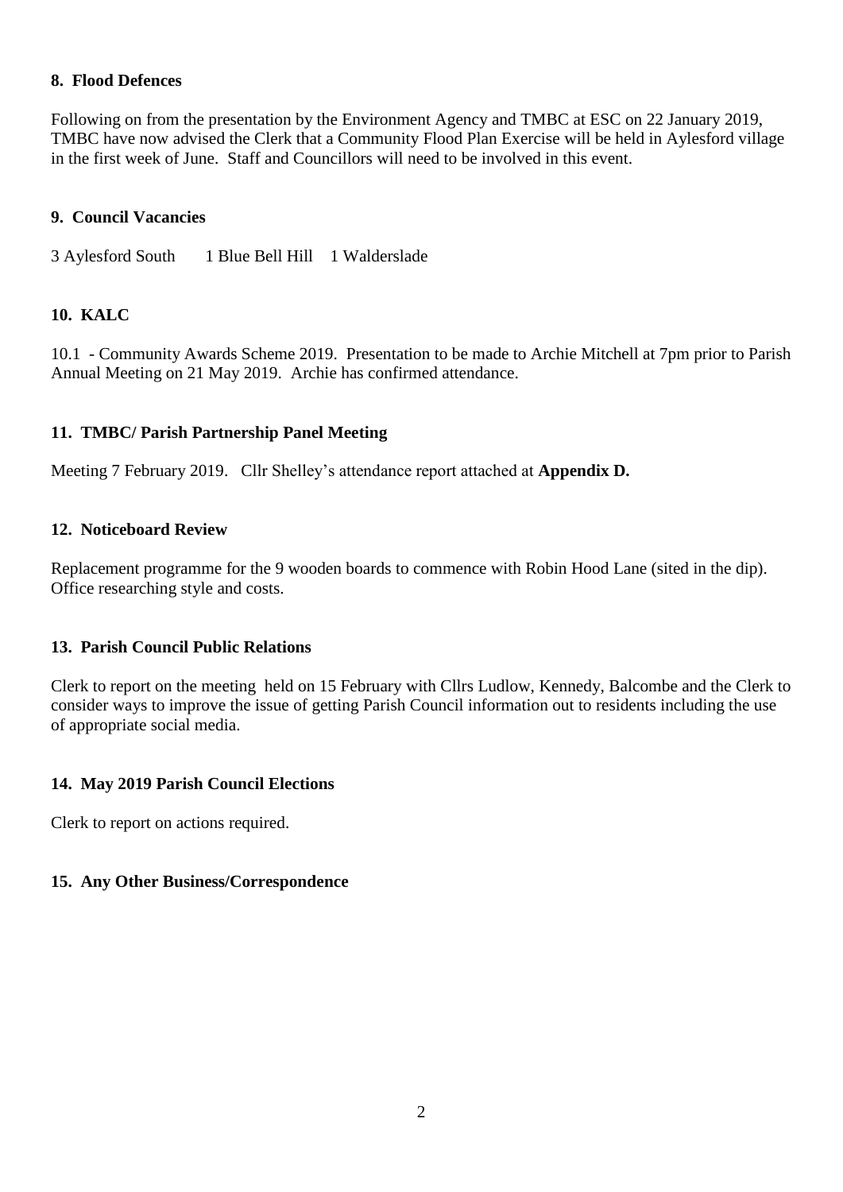**8. Flood Defences**

Following on from the presentation by the Environment Agency and TMBC at ESC on 22 January 2019, TMBC have now advised the Clerk that a Community Flood Plan Exercise will be held in Aylesford village in the first week of June. Staff and Councillors will need to be involved in this event.

**9. Council Vacancies**

3 Aylesford South 1 Blue Bell Hill 1 Walderslade

**10. KALC**

10.1 - Community Awards Scheme 2019. Presentation to be made to Archie Mitchell at 7pm prior to Parish Annual Meeting on 21 May 2019. Archie has confirmed attendance.

**11. TMBC/ Parish Partnership Panel Meeting**

Meeting 7 February 2019. Cllr Shelley's attendance report attached at **Appendix D.**

**12. Noticeboard Review**

Replacement programme for the 9 wooden boards to commence with Robin Hood Lane (sited in the dip). Office researching style and costs.

**13. Parish Council Public Relations**

Clerk to report on the meeting held on 15 February with Cllrs Ludlow, Kennedy, Balcombe and the Clerk to consider ways to improve the issue of getting Parish Council information out to residents including the use of appropriate social media.

**14. May 2019 Parish Council Elections**

Clerk to report on actions required.

**15. Any Other Business/Correspondence**